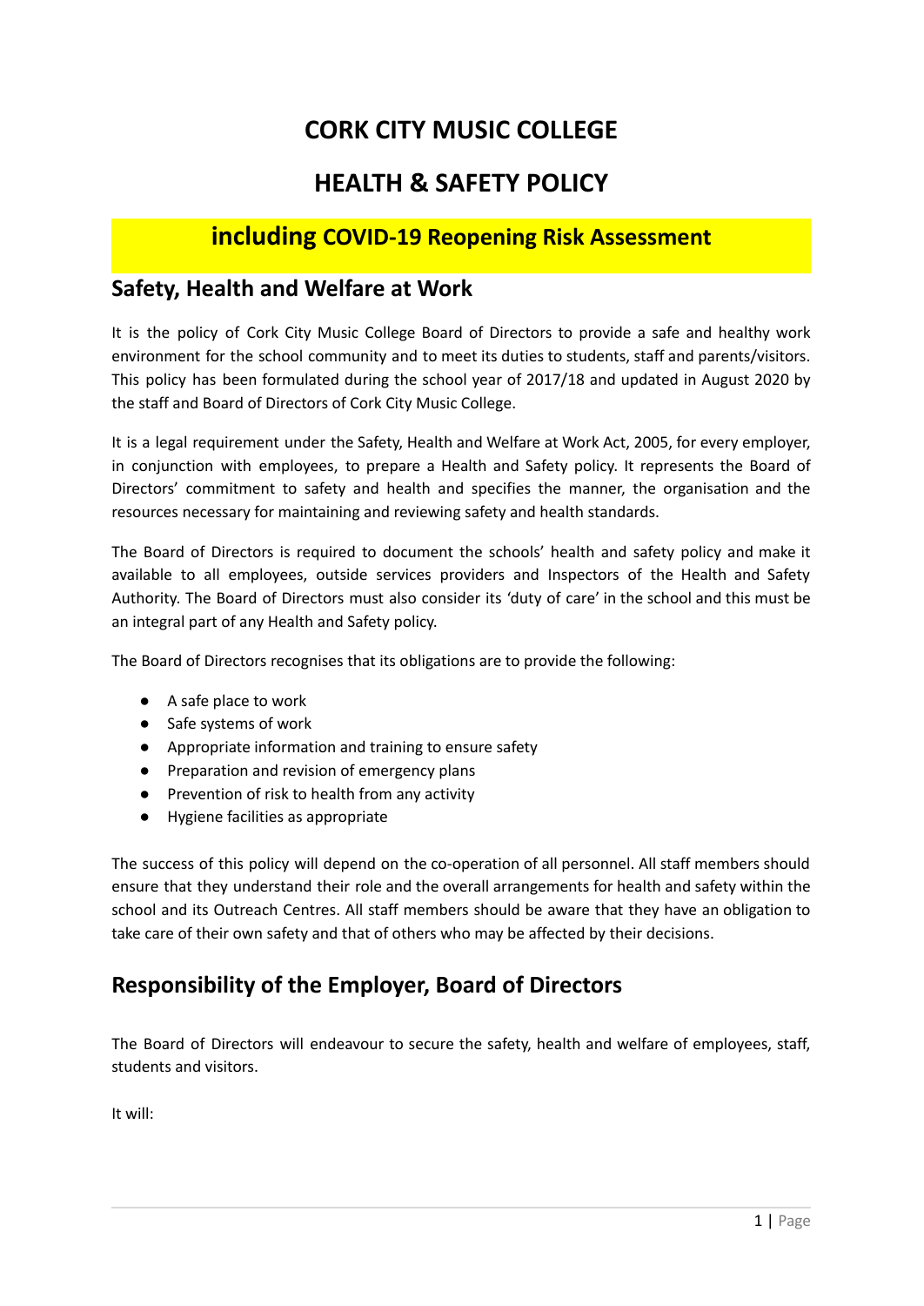# CORK CITY MUSIC COLLEGE

# HEALTH & SAFETY POLICY

## including COVID-19 Reopening Risk Assessment

## Safety, Health and Welfare at Work

It is the policy of Cork City Music College Board of Directors to provide a safe and healthy work environment for the school community and to meet its duties to students, staff and parents/visitors. This policy has been formulated during the school year of 2017/18 and updated in August 2020 by the staff and Board of Directors of Cork City Music College.

It is a legal requirement under the Safety, Health and Welfare at Work Act, 2005, for every employer, in conjunction with employees, to prepare a Health and Safety policy. It represents the Board of Directors' commitment to safety and health and specifies the manner, the organisation and the resources necessary for maintaining and reviewing safety and health standards.

The Board of Directors is required to document the schools' health and safety policy and make it available to all employees, outside services providers and Inspectors of the Health and Safety Authority. The Board of Directors must also consider its 'duty of care' in the school and this must be an integral part of any Health and Safety policy.

The Board of Directors recognises that its obligations are to provide the following:

- A safe place to work
- Safe systems of work
- Appropriate information and training to ensure safety
- Preparation and revision of emergency plans
- Prevention of risk to health from any activity
- Hygiene facilities as appropriate

The success of this policy will depend on the co-operation of all personnel. All staff members should ensure that they understand their role and the overall arrangements for health and safety within the school and its Outreach Centres. All staff members should be aware that they have an obligation to take care of their own safety and that of others who may be affected by their decisions.

## Responsibility of the Employer, Board of Directors

The Board of Directors will endeavour to secure the safety, health and welfare of employees, staff, students and visitors.

It will: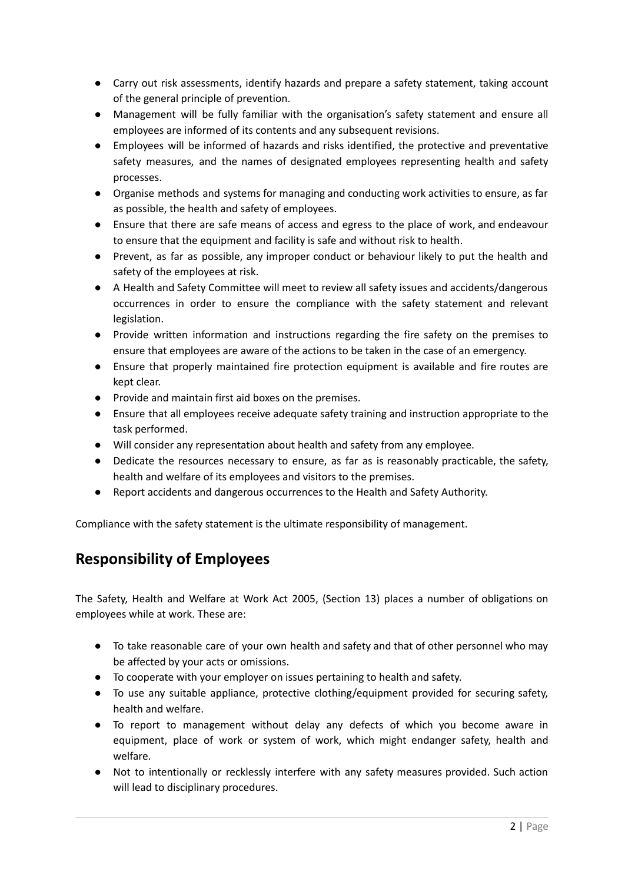- Carry out risk assessments, identify hazards and prepare a safety statement, taking account of the general principle of prevention.
- Management will be fully familiar with the organisation's safety statement and ensure all employees are informed of its contents and any subsequent revisions.
- Employees will be informed of hazards and risks identified, the protective and preventative safety measures, and the names of designated employees representing health and safety processes.
- Organise methods and systems for managing and conducting work activities to ensure, as far as possible, the health and safety of employees.
- Ensure that there are safe means of access and egress to the place of work, and endeavour to ensure that the equipment and facility is safe and without risk to health.
- Prevent, as far as possible, any improper conduct or behaviour likely to put the health and safety of the employees at risk.
- A Health and Safety Committee will meet to review all safety issues and accidents/dangerous occurrences in order to ensure the compliance with the safety statement and relevant legislation.
- Provide written information and instructions regarding the fire safety on the premises to ensure that employees are aware of the actions to be taken in the case of an emergency.
- Ensure that properly maintained fire protection equipment is available and fire routes are kept clear.
- Provide and maintain first aid boxes on the premises.
- Ensure that all employees receive adequate safety training and instruction appropriate to the task performed.
- Will consider any representation about health and safety from any employee.
- Dedicate the resources necessary to ensure, as far as is reasonably practicable, the safety, health and welfare of its employees and visitors to the premises.
- Report accidents and dangerous occurrences to the Health and Safety Authority.

Compliance with the safety statement is the ultimate responsibility of management.

## Responsibility of Employees

The Safety, Health and Welfare at Work Act 2005, (Section 13) places a number of obligations on employees while at work. These are:

- To take reasonable care of your own health and safety and that of other personnel who may be affected by your acts or omissions.
- To cooperate with your employer on issues pertaining to health and safety.
- To use any suitable appliance, protective clothing/equipment provided for securing safety, health and welfare.
- To report to management without delay any defects of which you become aware in equipment, place of work or system of work, which might endanger safety, health and welfare.
- Not to intentionally or recklessly interfere with any safety measures provided. Such action will lead to disciplinary procedures.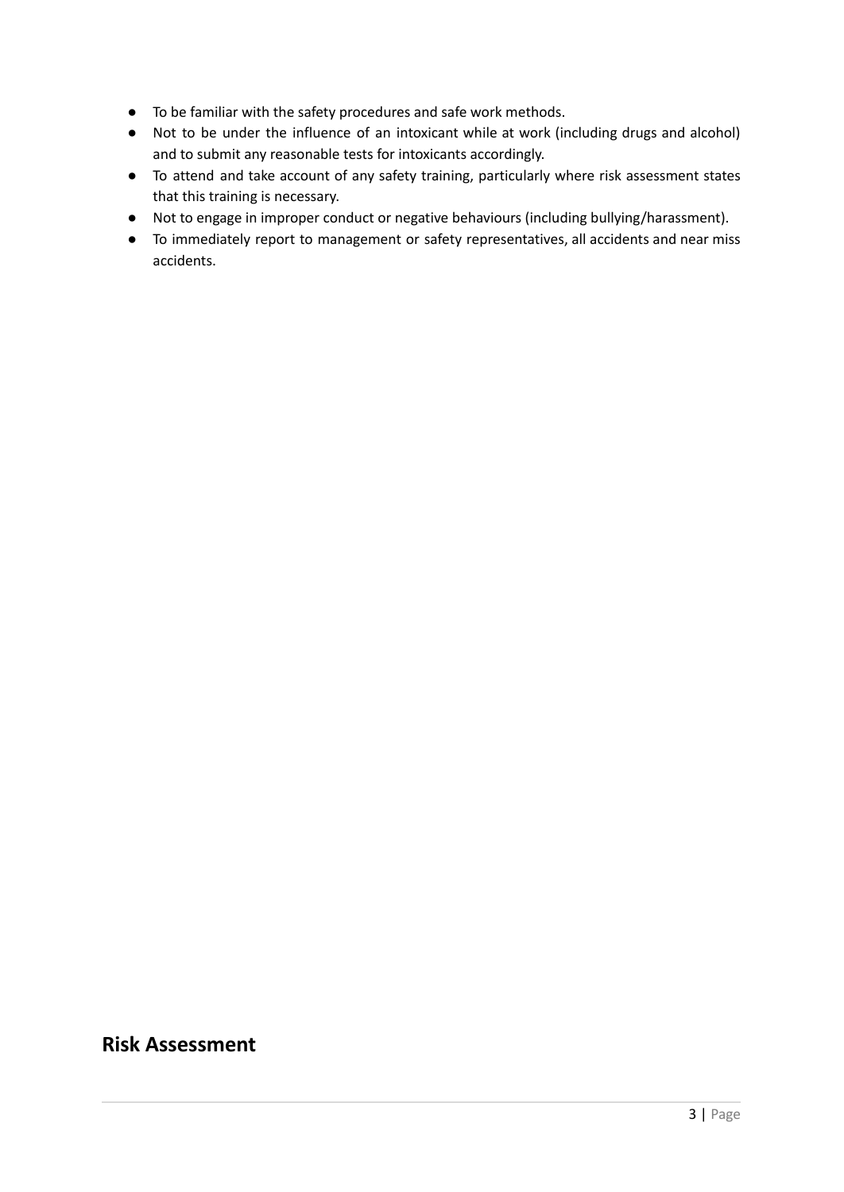- To be familiar with the safety procedures and safe work methods.
- Not to be under the influence of an intoxicant while at work (including drugs and alcohol) and to submit any reasonable tests for intoxicants accordingly.
- To attend and take account of any safety training, particularly where risk assessment states that this training is necessary.
- Not to engage in improper conduct or negative behaviours (including bullying/harassment).
- To immediately report to management or safety representatives, all accidents and near miss accidents.

## Risk Assessment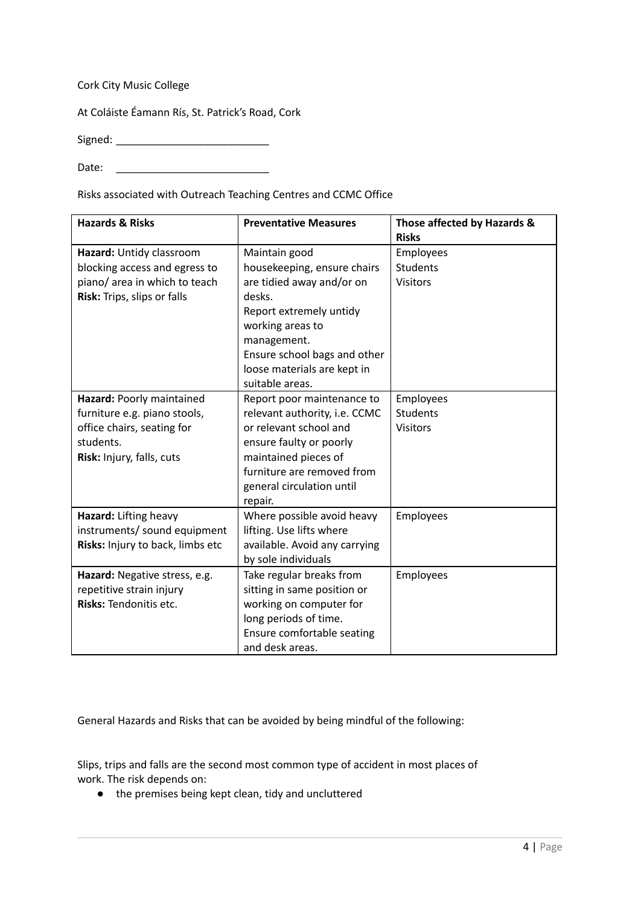Cork City Music College

At Coláiste Éamann Rís, St. Patrick's Road, Cork

Signed: ___________________________

Date: ___________________________

Risks associated with Outreach Teaching Centres and CCMC Office

| **Hazards & Risks** | **Preventative Measures** | **Those affected by Hazards & Risks** |
|---|---|---|
| **Hazard:** Untidy classroom blocking access and egress to piano/ area in which to teach<br>**Risk:** Trips, slips or falls | Maintain good housekeeping, ensure chairs are tidied away and/or on desks.<br>Report extremely untidy working areas to management.<br>Ensure school bags and other loose materials are kept in suitable areas. | Employees<br>Students<br>Visitors |
| **Hazard:** Poorly maintained furniture e.g. piano stools, office chairs, seating for students.<br>**Risk:** Injury, falls, cuts | Report poor maintenance to relevant authority, i.e. CCMC or relevant school and ensure faulty or poorly maintained pieces of furniture are removed from general circulation until repair. | Employees<br>Students<br>Visitors |
| **Hazard:** Lifting heavy instruments/ sound equipment<br>**Risks:** Injury to back, limbs etc | Where possible avoid heavy lifting. Use lifts where available. Avoid any carrying by sole individuals | Employees |
| **Hazard:** Negative stress, e.g. repetitive strain injury<br>**Risks:** Tendonitis etc. | Take regular breaks from sitting in same position or working on computer for long periods of time.<br>Ensure comfortable seating and desk areas. | Employees |

General Hazards and Risks that can be avoided by being mindful of the following:

Slips, trips and falls are the second most common type of accident in most places of work. The risk depends on:

- the premises being kept clean, tidy and uncluttered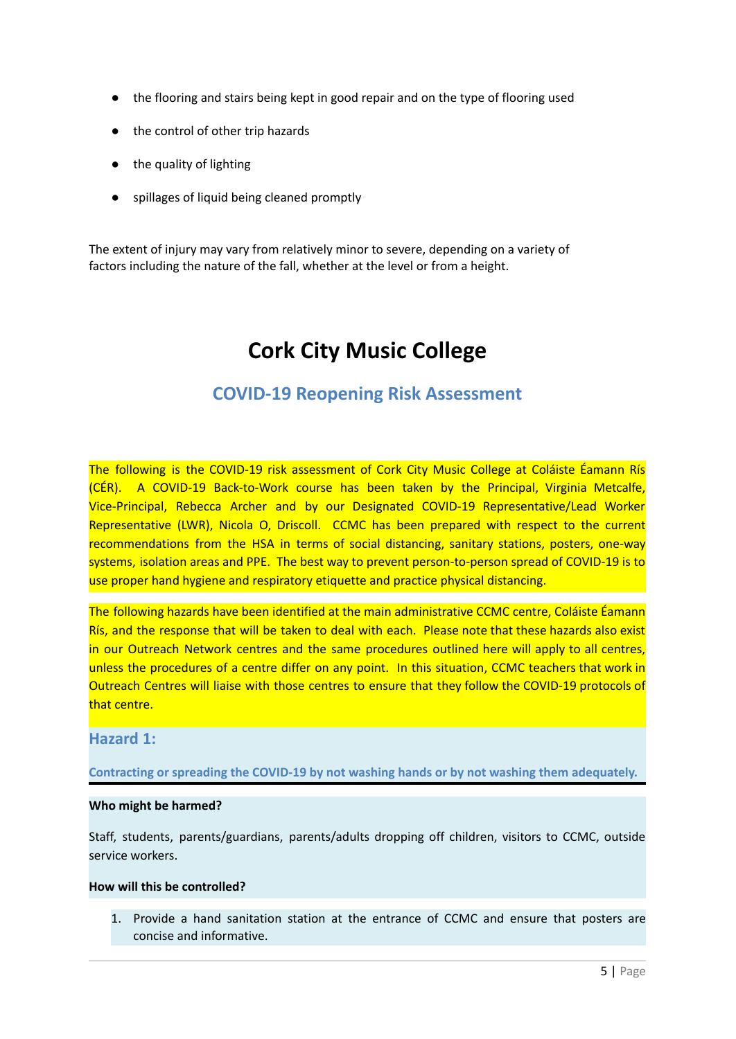- the flooring and stairs being kept in good repair and on the type of flooring used
- the control of other trip hazards
- the quality of lighting
- spillages of liquid being cleaned promptly

The extent of injury may vary from relatively minor to severe, depending on a variety of factors including the nature of the fall, whether at the level or from a height.

# Cork City Music College

## COVID-19 Reopening Risk Assessment

The following is the COVID-19 risk assessment of Cork City Music College at Coláiste Éamann Rís (CÉR). A COVID-19 Back-to-Work course has been taken by the Principal, Virginia Metcalfe, Vice-Principal, Rebecca Archer and by our Designated COVID-19 Representative/Lead Worker Representative (LWR), Nicola O, Driscoll. CCMC has been prepared with respect to the current recommendations from the HSA in terms of social distancing, sanitary stations, posters, one-way systems, isolation areas and PPE. The best way to prevent person-to-person spread of COVID-19 is to use proper hand hygiene and respiratory etiquette and practice physical distancing.

The following hazards have been identified at the main administrative CCMC centre, Coláiste Éamann Rís, and the response that will be taken to deal with each. Please note that these hazards also exist in our Outreach Network centres and the same procedures outlined here will apply to all centres, unless the procedures of a centre differ on any point. In this situation, CCMC teachers that work in Outreach Centres will liaise with those centres to ensure that they follow the COVID-19 protocols of that centre.

### Hazard 1:

**Contracting or spreading the COVID-19 by not washing hands or by not washing them adequately.**

**Who might be harmed?**

Staff, students, parents/guardians, parents/adults dropping off children, visitors to CCMC, outside service workers.

**How will this be controlled?**

1. Provide a hand sanitation station at the entrance of CCMC and ensure that posters are concise and informative.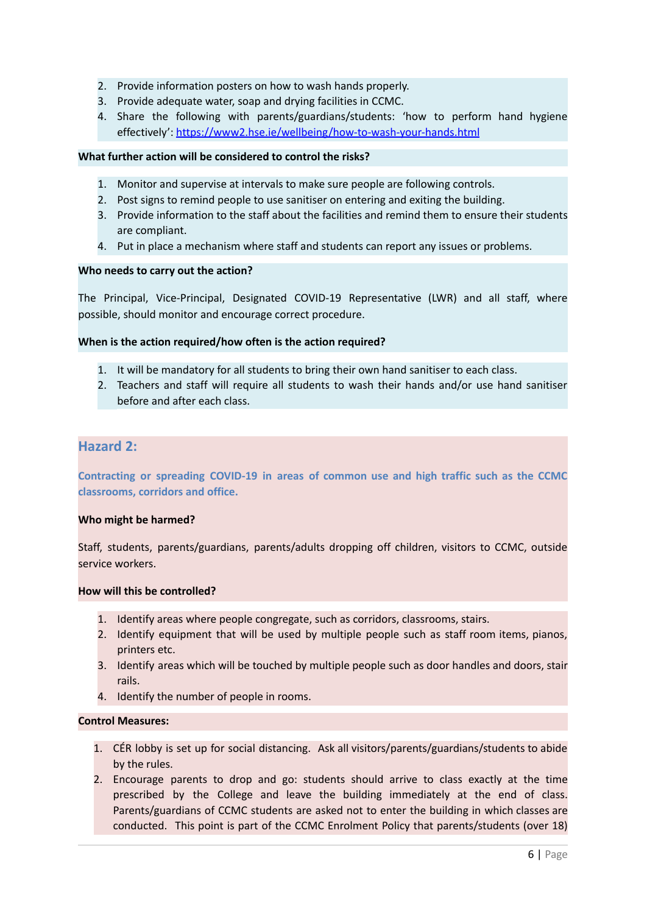2. Provide information posters on how to wash hands properly.
3. Provide adequate water, soap and drying facilities in CCMC.
4. Share the following with parents/guardians/students: 'how to perform hand hygiene effectively': [https://www2.hse.ie/wellbeing/how-to-wash-your-hands.html](https://www2.hse.ie/wellbeing/how-to-wash-your-hands.html)

**What further action will be considered to control the risks?**

1. Monitor and supervise at intervals to make sure people are following controls.
2. Post signs to remind people to use sanitiser on entering and exiting the building.
3. Provide information to the staff about the facilities and remind them to ensure their students are compliant.
4. Put in place a mechanism where staff and students can report any issues or problems.

**Who needs to carry out the action?**

The Principal, Vice-Principal, Designated COVID-19 Representative (LWR) and all staff, where possible, should monitor and encourage correct procedure.

**When is the action required/how often is the action required?**

1. It will be mandatory for all students to bring their own hand sanitiser to each class.
2. Teachers and staff will require all students to wash their hands and/or use hand sanitiser before and after each class.

## Hazard 2:

**Contracting or spreading COVID-19 in areas of common use and high traffic such as the CCMC classrooms, corridors and office.**

**Who might be harmed?**

Staff, students, parents/guardians, parents/adults dropping off children, visitors to CCMC, outside service workers.

**How will this be controlled?**

1. Identify areas where people congregate, such as corridors, classrooms, stairs.
2. Identify equipment that will be used by multiple people such as staff room items, pianos, printers etc.
3. Identify areas which will be touched by multiple people such as door handles and doors, stair rails.
4. Identify the number of people in rooms.

**Control Measures:**

1. CÉR lobby is set up for social distancing. Ask all visitors/parents/guardians/students to abide by the rules.
2. Encourage parents to drop and go: students should arrive to class exactly at the time prescribed by the College and leave the building immediately at the end of class. Parents/guardians of CCMC students are asked not to enter the building in which classes are conducted. This point is part of the CCMC Enrolment Policy that parents/students (over 18)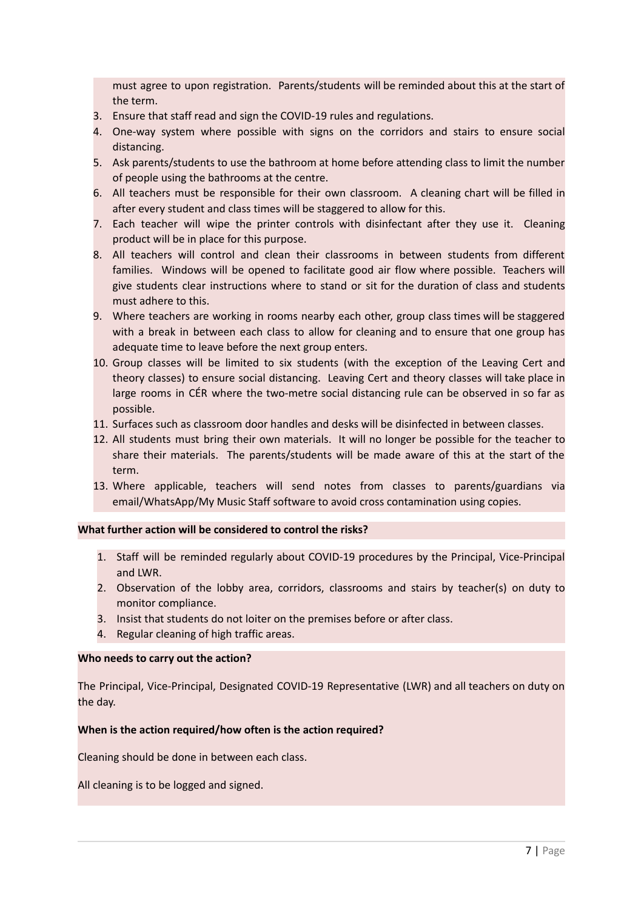must agree to upon registration. Parents/students will be reminded about this at the start of the term.

3. Ensure that staff read and sign the COVID-19 rules and regulations.
4. One-way system where possible with signs on the corridors and stairs to ensure social distancing.
5. Ask parents/students to use the bathroom at home before attending class to limit the number of people using the bathrooms at the centre.
6. All teachers must be responsible for their own classroom. A cleaning chart will be filled in after every student and class times will be staggered to allow for this.
7. Each teacher will wipe the printer controls with disinfectant after they use it. Cleaning product will be in place for this purpose.
8. All teachers will control and clean their classrooms in between students from different families. Windows will be opened to facilitate good air flow where possible. Teachers will give students clear instructions where to stand or sit for the duration of class and students must adhere to this.
9. Where teachers are working in rooms nearby each other, group class times will be staggered with a break in between each class to allow for cleaning and to ensure that one group has adequate time to leave before the next group enters.
10. Group classes will be limited to six students (with the exception of the Leaving Cert and theory classes) to ensure social distancing. Leaving Cert and theory classes will take place in large rooms in CÉR where the two-metre social distancing rule can be observed in so far as possible.
11. Surfaces such as classroom door handles and desks will be disinfected in between classes.
12. All students must bring their own materials. It will no longer be possible for the teacher to share their materials. The parents/students will be made aware of this at the start of the term.
13. Where applicable, teachers will send notes from classes to parents/guardians via email/WhatsApp/My Music Staff software to avoid cross contamination using copies.

**What further action will be considered to control the risks?**

1. Staff will be reminded regularly about COVID-19 procedures by the Principal, Vice-Principal and LWR.
2. Observation of the lobby area, corridors, classrooms and stairs by teacher(s) on duty to monitor compliance.
3. Insist that students do not loiter on the premises before or after class.
4. Regular cleaning of high traffic areas.

**Who needs to carry out the action?**

The Principal, Vice-Principal, Designated COVID-19 Representative (LWR) and all teachers on duty on the day.

**When is the action required/how often is the action required?**

Cleaning should be done in between each class.

All cleaning is to be logged and signed.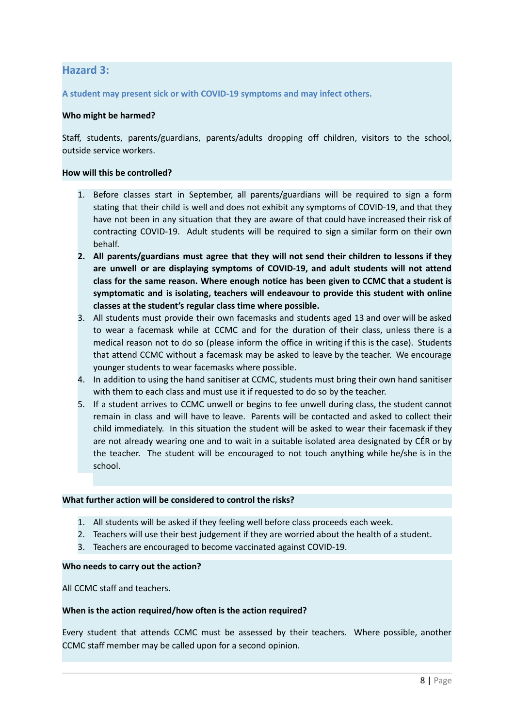## Hazard 3:

### A student may present sick or with COVID-19 symptoms and may infect others.

**Who might be harmed?**

Staff, students, parents/guardians, parents/adults dropping off children, visitors to the school, outside service workers.

**How will this be controlled?**

1. Before classes start in September, all parents/guardians will be required to sign a form stating that their child is well and does not exhibit any symptoms of COVID-19, and that they have not been in any situation that they are aware of that could have increased their risk of contracting COVID-19. Adult students will be required to sign a similar form on their own behalf.
2. **All parents/guardians must agree that they will not send their children to lessons if they are unwell or are displaying symptoms of COVID-19, and adult students will not attend class for the same reason. Where enough notice has been given to CCMC that a student is symptomatic and is isolating, teachers will endeavour to provide this student with online classes at the student's regular class time where possible.**
3. All students <u>must provide their own facemasks</u> and students aged 13 and over will be asked to wear a facemask while at CCMC and for the duration of their class, unless there is a medical reason not to do so (please inform the office in writing if this is the case). Students that attend CCMC without a facemask may be asked to leave by the teacher. We encourage younger students to wear facemasks where possible.
4. In addition to using the hand sanitiser at CCMC, students must bring their own hand sanitiser with them to each class and must use it if requested to do so by the teacher.
5. If a student arrives to CCMC unwell or begins to fee unwell during class, the student cannot remain in class and will have to leave. Parents will be contacted and asked to collect their child immediately. In this situation the student will be asked to wear their facemask if they are not already wearing one and to wait in a suitable isolated area designated by CÉR or by the teacher. The student will be encouraged to not touch anything while he/she is in the school.

**What further action will be considered to control the risks?**

1. All students will be asked if they feeling well before class proceeds each week.
2. Teachers will use their best judgement if they are worried about the health of a student.
3. Teachers are encouraged to become vaccinated against COVID-19.

**Who needs to carry out the action?**

All CCMC staff and teachers.

**When is the action required/how often is the action required?**

Every student that attends CCMC must be assessed by their teachers. Where possible, another CCMC staff member may be called upon for a second opinion.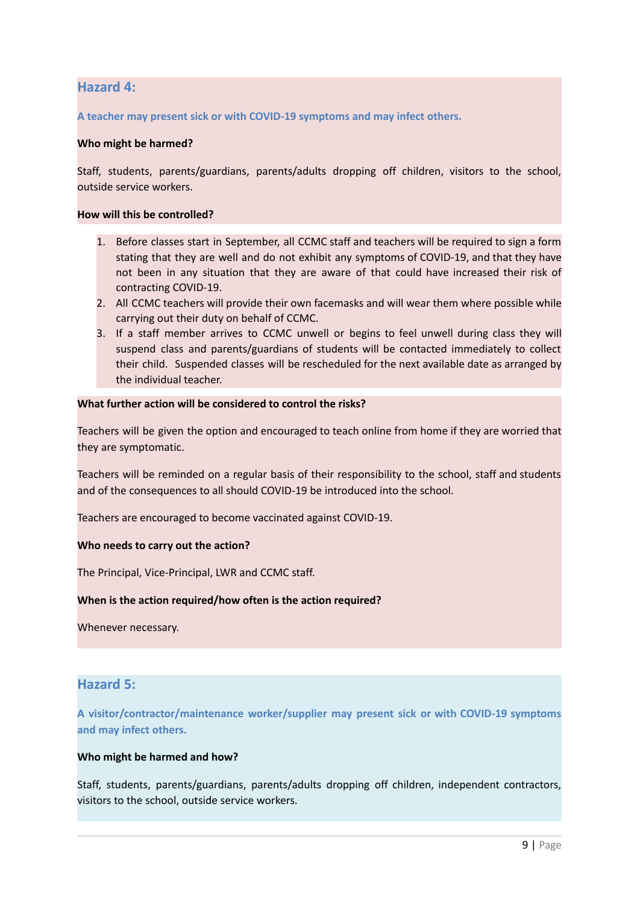## Hazard 4:

**A teacher may present sick or with COVID-19 symptoms and may infect others.**

**Who might be harmed?**

Staff, students, parents/guardians, parents/adults dropping off children, visitors to the school, outside service workers.

**How will this be controlled?**

1. Before classes start in September, all CCMC staff and teachers will be required to sign a form stating that they are well and do not exhibit any symptoms of COVID-19, and that they have not been in any situation that they are aware of that could have increased their risk of contracting COVID-19.
2. All CCMC teachers will provide their own facemasks and will wear them where possible while carrying out their duty on behalf of CCMC.
3. If a staff member arrives to CCMC unwell or begins to feel unwell during class they will suspend class and parents/guardians of students will be contacted immediately to collect their child. Suspended classes will be rescheduled for the next available date as arranged by the individual teacher.

**What further action will be considered to control the risks?**

Teachers will be given the option and encouraged to teach online from home if they are worried that they are symptomatic.

Teachers will be reminded on a regular basis of their responsibility to the school, staff and students and of the consequences to all should COVID-19 be introduced into the school.

Teachers are encouraged to become vaccinated against COVID-19.

**Who needs to carry out the action?**

The Principal, Vice-Principal, LWR and CCMC staff.

**When is the action required/how often is the action required?**

Whenever necessary.

## Hazard 5:

**A visitor/contractor/maintenance worker/supplier may present sick or with COVID-19 symptoms and may infect others.**

**Who might be harmed and how?**

Staff, students, parents/guardians, parents/adults dropping off children, independent contractors, visitors to the school, outside service workers.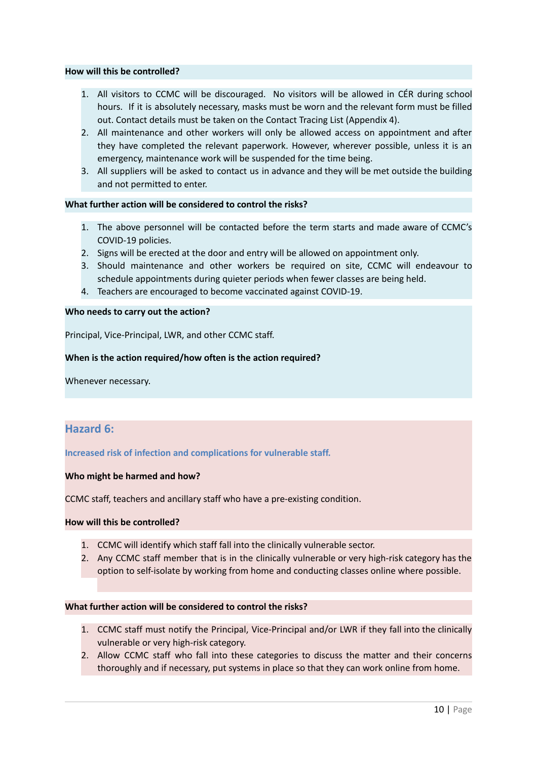**How will this be controlled?**

1. All visitors to CCMC will be discouraged. No visitors will be allowed in CÉR during school hours. If it is absolutely necessary, masks must be worn and the relevant form must be filled out. Contact details must be taken on the Contact Tracing List (Appendix 4).
2. All maintenance and other workers will only be allowed access on appointment and after they have completed the relevant paperwork. However, wherever possible, unless it is an emergency, maintenance work will be suspended for the time being.
3. All suppliers will be asked to contact us in advance and they will be met outside the building and not permitted to enter.

**What further action will be considered to control the risks?**

1. The above personnel will be contacted before the term starts and made aware of CCMC's COVID-19 policies.
2. Signs will be erected at the door and entry will be allowed on appointment only.
3. Should maintenance and other workers be required on site, CCMC will endeavour to schedule appointments during quieter periods when fewer classes are being held.
4. Teachers are encouraged to become vaccinated against COVID-19.

**Who needs to carry out the action?**

Principal, Vice-Principal, LWR, and other CCMC staff.

**When is the action required/how often is the action required?**

Whenever necessary.

## Hazard 6:

### Increased risk of infection and complications for vulnerable staff.

**Who might be harmed and how?**

CCMC staff, teachers and ancillary staff who have a pre-existing condition.

**How will this be controlled?**

1. CCMC will identify which staff fall into the clinically vulnerable sector.
2. Any CCMC staff member that is in the clinically vulnerable or very high-risk category has the option to self-isolate by working from home and conducting classes online where possible.

**What further action will be considered to control the risks?**

1. CCMC staff must notify the Principal, Vice-Principal and/or LWR if they fall into the clinically vulnerable or very high-risk category.
2. Allow CCMC staff who fall into these categories to discuss the matter and their concerns thoroughly and if necessary, put systems in place so that they can work online from home.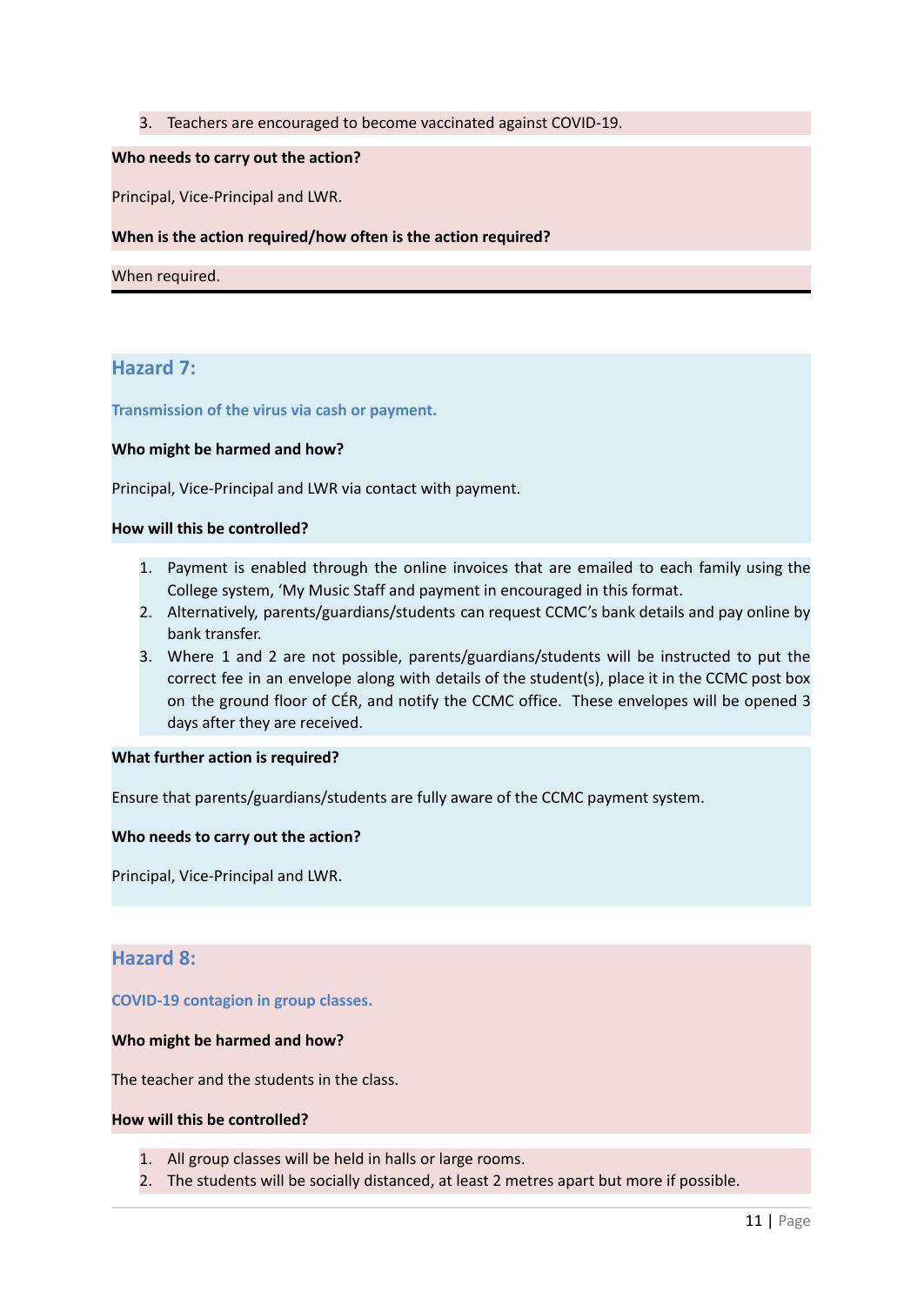3. Teachers are encouraged to become vaccinated against COVID-19.

**Who needs to carry out the action?**

Principal, Vice-Principal and LWR.

**When is the action required/how often is the action required?**

When required.

---

## Hazard 7:

### Transmission of the virus via cash or payment.

**Who might be harmed and how?**

Principal, Vice-Principal and LWR via contact with payment.

**How will this be controlled?**

1. Payment is enabled through the online invoices that are emailed to each family using the College system, 'My Music Staff and payment in encouraged in this format.
2. Alternatively, parents/guardians/students can request CCMC's bank details and pay online by bank transfer.
3. Where 1 and 2 are not possible, parents/guardians/students will be instructed to put the correct fee in an envelope along with details of the student(s), place it in the CCMC post box on the ground floor of CÉR, and notify the CCMC office. These envelopes will be opened 3 days after they are received.

**What further action is required?**

Ensure that parents/guardians/students are fully aware of the CCMC payment system.

**Who needs to carry out the action?**

Principal, Vice-Principal and LWR.

## Hazard 8:

### COVID-19 contagion in group classes.

**Who might be harmed and how?**

The teacher and the students in the class.

**How will this be controlled?**

1. All group classes will be held in halls or large rooms.
2. The students will be socially distanced, at least 2 metres apart but more if possible.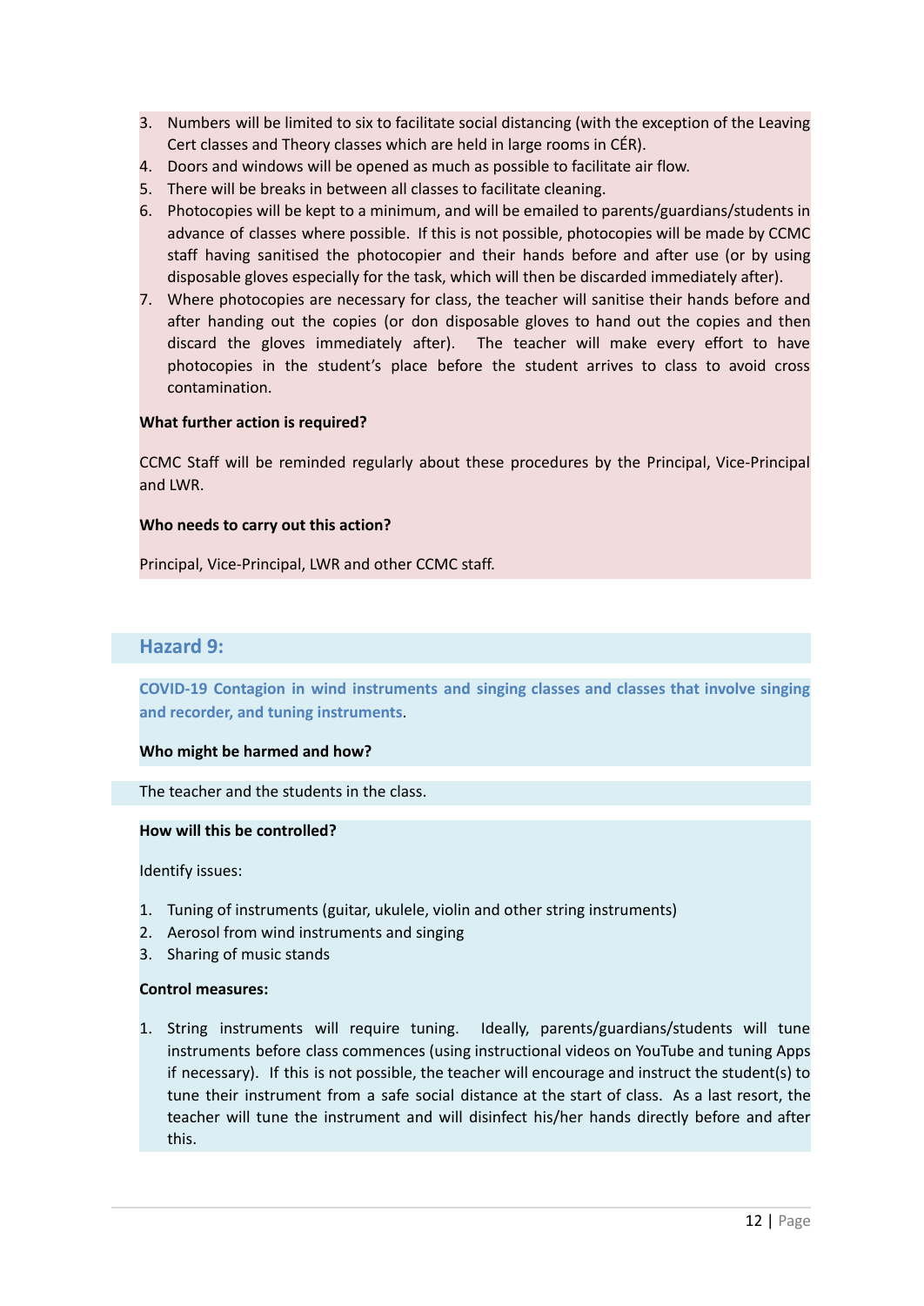3. Numbers will be limited to six to facilitate social distancing (with the exception of the Leaving Cert classes and Theory classes which are held in large rooms in CÉR).
4. Doors and windows will be opened as much as possible to facilitate air flow.
5. There will be breaks in between all classes to facilitate cleaning.
6. Photocopies will be kept to a minimum, and will be emailed to parents/guardians/students in advance of classes where possible. If this is not possible, photocopies will be made by CCMC staff having sanitised the photocopier and their hands before and after use (or by using disposable gloves especially for the task, which will then be discarded immediately after).
7. Where photocopies are necessary for class, the teacher will sanitise their hands before and after handing out the copies (or don disposable gloves to hand out the copies and then discard the gloves immediately after). The teacher will make every effort to have photocopies in the student's place before the student arrives to class to avoid cross contamination.

**What further action is required?**

CCMC Staff will be reminded regularly about these procedures by the Principal, Vice-Principal and LWR.

**Who needs to carry out this action?**

Principal, Vice-Principal, LWR and other CCMC staff.

## Hazard 9:

**COVID-19 Contagion in wind instruments and singing classes and classes that involve singing and recorder, and tuning instruments**.

**Who might be harmed and how?**

The teacher and the students in the class.

**How will this be controlled?**

Identify issues:

1. Tuning of instruments (guitar, ukulele, violin and other string instruments)
2. Aerosol from wind instruments and singing
3. Sharing of music stands

**Control measures:**

1. String instruments will require tuning. Ideally, parents/guardians/students will tune instruments before class commences (using instructional videos on YouTube and tuning Apps if necessary). If this is not possible, the teacher will encourage and instruct the student(s) to tune their instrument from a safe social distance at the start of class. As a last resort, the teacher will tune the instrument and will disinfect his/her hands directly before and after this.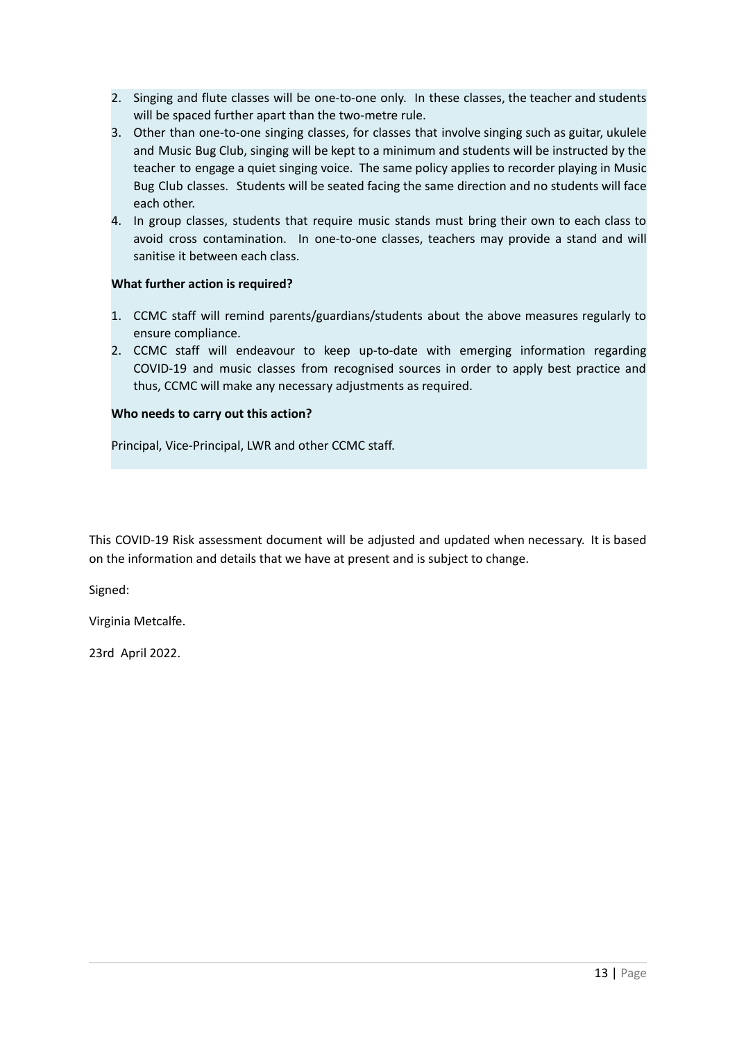2. Singing and flute classes will be one-to-one only. In these classes, the teacher and students will be spaced further apart than the two-metre rule.
3. Other than one-to-one singing classes, for classes that involve singing such as guitar, ukulele and Music Bug Club, singing will be kept to a minimum and students will be instructed by the teacher to engage a quiet singing voice. The same policy applies to recorder playing in Music Bug Club classes. Students will be seated facing the same direction and no students will face each other.
4. In group classes, students that require music stands must bring their own to each class to avoid cross contamination. In one-to-one classes, teachers may provide a stand and will sanitise it between each class.

**What further action is required?**

1. CCMC staff will remind parents/guardians/students about the above measures regularly to ensure compliance.
2. CCMC staff will endeavour to keep up-to-date with emerging information regarding COVID-19 and music classes from recognised sources in order to apply best practice and thus, CCMC will make any necessary adjustments as required.

**Who needs to carry out this action?**

Principal, Vice-Principal, LWR and other CCMC staff.

This COVID-19 Risk assessment document will be adjusted and updated when necessary. It is based on the information and details that we have at present and is subject to change.

Signed:

Virginia Metcalfe.

23rd April 2022.